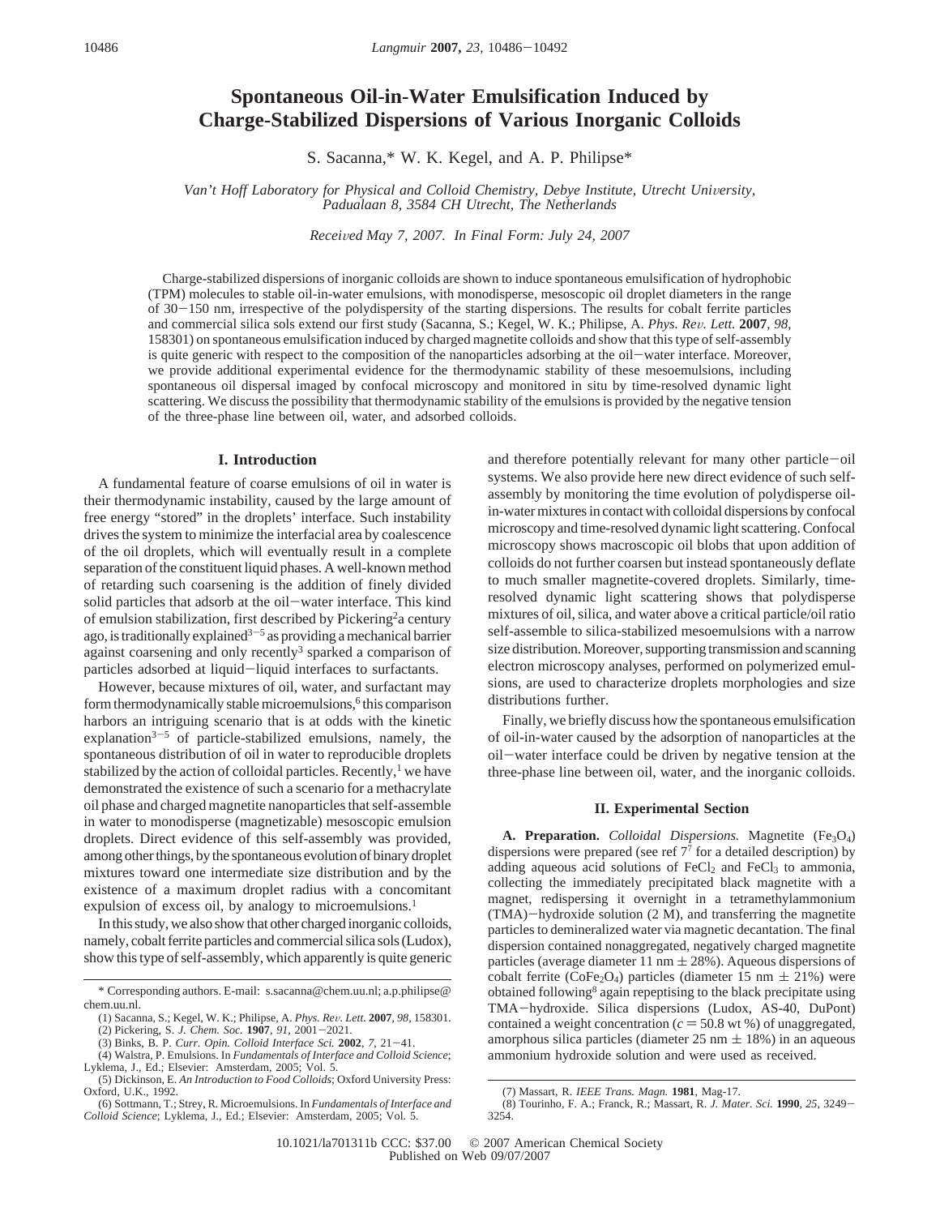# Spontaneous Oil-in-Water Emulsification Induced by Charge-Stabilized Dispersions of Various Inorganic Colloids

S. Sacanna,* W. K. Kegel, and A. P. Philipse*

*Van't Hoff Laboratory for Physical and Colloid Chemistry, Debye Institute, Utrecht University, Padualaan 8, 3584 CH Utrecht, The Netherlands*

*Received May 7, 2007. In Final Form: July 24, 2007*

Charge-stabilized dispersions of inorganic colloids are shown to induce spontaneous emulsification of hydrophobic (TPM) molecules to stable oil-in-water emulsions, with monodisperse, mesoscopic oil droplet diameters in the range of 30−150 nm, irrespective of the polydispersity of the starting dispersions. The results for cobalt ferrite particles and commercial silica sols extend our first study (Sacanna, S.; Kegel, W. K.; Philipse, A. *Phys. Rev. Lett.* **2007**, *98*, 158301) on spontaneous emulsification induced by charged magnetite colloids and show that this type of self-assembly is quite generic with respect to the composition of the nanoparticles adsorbing at the oil−water interface. Moreover, we provide additional experimental evidence for the thermodynamic stability of these mesoemulsions, including spontaneous oil dispersal imaged by confocal microscopy and monitored in situ by time-resolved dynamic light scattering. We discuss the possibility that thermodynamic stability of the emulsions is provided by the negative tension of the three-phase line between oil, water, and adsorbed colloids.

## I. Introduction

A fundamental feature of coarse emulsions of oil in water is their thermodynamic instability, caused by the large amount of free energy "stored" in the droplets' interface. Such instability drives the system to minimize the interfacial area by coalescence of the oil droplets, which will eventually result in a complete separation of the constituent liquid phases. A well-known method of retarding such coarsening is the addition of finely divided solid particles that adsorb at the oil−water interface. This kind of emulsion stabilization, first described by Pickering[2] a century ago, is traditionally explained[3−5] as providing a mechanical barrier against coarsening and only recently[3] sparked a comparison of particles adsorbed at liquid−liquid interfaces to surfactants.

However, because mixtures of oil, water, and surfactant may form thermodynamically stable microemulsions,[6] this comparison harbors an intriguing scenario that is at odds with the kinetic explanation[3−5] of particle-stabilized emulsions, namely, the spontaneous distribution of oil in water to reproducible droplets stabilized by the action of colloidal particles. Recently,[1] we have demonstrated the existence of such a scenario for a methacrylate oil phase and charged magnetite nanoparticles that self-assemble in water to monodisperse (magnetizable) mesoscopic emulsion droplets. Direct evidence of this self-assembly was provided, among other things, by the spontaneous evolution of binary droplet mixtures toward one intermediate size distribution and by the existence of a maximum droplet radius with a concomitant expulsion of excess oil, by analogy to microemulsions.[1]

In this study, we also show that other charged inorganic colloids, namely, cobalt ferrite particles and commercial silica sols (Ludox), show this type of self-assembly, which apparently is quite generic and therefore potentially relevant for many other particle−oil systems. We also provide here new direct evidence of such self-assembly by monitoring the time evolution of polydisperse oil-in-water mixtures in contact with colloidal dispersions by confocal microscopy and time-resolved dynamic light scattering. Confocal microscopy shows macroscopic oil blobs that upon addition of colloids do not further coarsen but instead spontaneously deflate to much smaller magnetite-covered droplets. Similarly, time-resolved dynamic light scattering shows that polydisperse mixtures of oil, silica, and water above a critical particle/oil ratio self-assemble to silica-stabilized mesoemulsions with a narrow size distribution. Moreover, supporting transmission and scanning electron microscopy analyses, performed on polymerized emulsions, are used to characterize droplets morphologies and size distributions further.

Finally, we briefly discuss how the spontaneous emulsification of oil-in-water caused by the adsorption of nanoparticles at the oil−water interface could be driven by negative tension at the three-phase line between oil, water, and the inorganic colloids.

## II. Experimental Section

**A. Preparation.** *Colloidal Dispersions.* Magnetite ($Fe_3O_4$) dispersions were prepared (see ref 7[7] for a detailed description) by adding aqueous acid solutions of $FeCl_2$ and $FeCl_3$ to ammonia, collecting the immediately precipitated black magnetite with a magnet, redispersing it overnight in a tetramethylammonium (TMA)−hydroxide solution (2 M), and transferring the magnetite particles to demineralized water via magnetic decantation. The final dispersion contained nonaggregated, negatively charged magnetite particles (average diameter 11 nm ± 28%). Aqueous dispersions of cobalt ferrite ($CoFe_2O_4$) particles (diameter 15 nm ± 21%) were obtained following[8] again repeptising to the black precipitate using TMA−hydroxide. Silica dispersions (Ludox, AS-40, DuPont) contained a weight concentration ($c$ = 50.8 wt %) of unaggregated, amorphous silica particles (diameter 25 nm ± 18%) in an aqueous ammonium hydroxide solution and were used as received.

---

\* Corresponding authors. E-mail: s.sacanna@chem.uu.nl; a.p.philipse@chem.uu.nl.

(1) Sacanna, S.; Kegel, W. K.; Philipse, A. *Phys. Rev. Lett.* **2007**, *98*, 158301.
(2) Pickering, S. *J. Chem. Soc.* **1907**, *91*, 2001−2021.
(3) Binks, B. P. *Curr. Opin. Colloid Interface Sci.* **2002**, *7*, 21−41.
(4) Walstra, P. Emulsions. In *Fundamentals of Interface and Colloid Science*; Lyklema, J., Ed.; Elsevier: Amsterdam, 2005; Vol. 5.
(5) Dickinson, E. *An Introduction to Food Colloids*; Oxford University Press: Oxford, U.K., 1992.
(6) Sottmann, T.; Strey, R. Microemulsions. In *Fundamentals of Interface and Colloid Science*; Lyklema, J., Ed.; Elsevier: Amsterdam, 2005; Vol. 5.
(7) Massart, R. *IEEE Trans. Magn.* **1981**, Mag-17.
(8) Tourinho, F. A.; Franck, R.; Massart, R. *J. Mater. Sci.* **1990**, *25*, 3249−3254.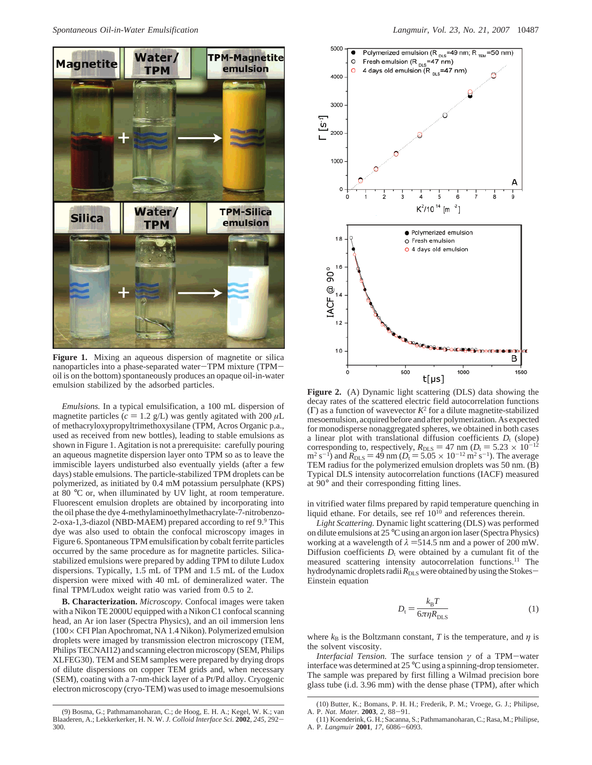**Figure 1.** Mixing an aqueous dispersion of magnetite or silica nanoparticles into a phase-separated water–TPM mixture (TPM-oil is on the bottom) spontaneously produces an opaque oil-in-water emulsion stabilized by the adsorbed particles.

*Emulsions.* In a typical emulsification, a 100 mL dispersion of magnetite particles ($c = 1.2$ g/L) was gently agitated with 200 $\mu$L of methacryloxypropyltrimethoxysilane (TPM, Acros Organic p.a., used as received from new bottles), leading to stable emulsions as shown in Figure 1. Agitation is not a prerequisite: carefully pouring an aqueous magnetite dispersion layer onto TPM so as to leave the immiscible layers undisturbed also eventually yields (after a few days) stable emulsions. The particle-stabilized TPM droplets can be polymerized, as initiated by 0.4 mM potassium persulphate (KPS) at 80 °C or, when illuminated by UV light, at room temperature. Fluorescent emulsion droplets are obtained by incorporating into the oil phase the dye 4-methylaminoethylmethacrylate-7-nitrobenzo-2-oxa-1,3-diazol (NBD-MAEM) prepared according to ref 9.[9] This dye was also used to obtain the confocal microscopy images in Figure 6. Spontaneous TPM emulsification by cobalt ferrite particles occurred by the same procedure as for magnetite particles. Silica-stabilized emulsions were prepared by adding TPM to dilute Ludox dispersions. Typically, 1.5 mL of TPM and 1.5 mL of the Ludox dispersion were mixed with 40 mL of demineralized water. The final TPM/Ludox weight ratio was varied from 0.5 to 2.

**B. Characterization.** *Microscopy.* Confocal images were taken with a Nikon TE 2000U equipped with a Nikon C1 confocal scanning head, an Ar ion laser (Spectra Physics), and an oil immersion lens (100× CFI Plan Apochromat, NA 1.4 Nikon). Polymerized emulsion droplets were imaged by transmission electron microscopy (TEM, Philips TECNAI12) and scanning electron microscopy (SEM, Philips XLFEG30). TEM and SEM samples were prepared by drying drops of dilute dispersions on copper TEM grids and, when necessary (SEM), coating with a 7-nm-thick layer of a Pt/Pd alloy. Cryogenic electron microscopy (cryo-TEM) was used to image mesoemulsions in vitrified water films prepared by rapid temperature quenching in liquid ethane. For details, see ref 10[10] and references therein.

*Light Scattering.* Dynamic light scattering (DLS) was performed on dilute emulsions at 25 °C using an argon ion laser (Spectra Physics) working at a wavelength of $\lambda$ =514.5 nm and a power of 200 mW. Diffusion coefficients $D_t$ were obtained by a cumulant fit of the measured scattering intensity autocorrelation functions.[11] The hydrodynamic droplets radii $R_{DLS}$ were obtained by using the Stokes–Einstein equation

$$D_t = \frac{k_B T}{6\pi\eta R_{DLS}} \tag{1}$$

where $k_B$ is the Boltzmann constant, $T$ is the temperature, and $\eta$ is the solvent viscosity.

*Interfacial Tension.* The surface tension $\gamma$ of a TPM–water interface was determined at 25 °C using a spinning-drop tensiometer. The sample was prepared by first filling a Wilmad precision bore glass tube (i.d. 3.96 mm) with the dense phase (TPM), after which

**Figure 2.** (A) Dynamic light scattering (DLS) data showing the decay rates of the scattered electric field autocorrelation functions ($\Gamma$) as a function of wavevector $K^2$ for a dilute magnetite-stabilized mesoemulsion, acquired before and after polymerization. As expected for monodisperse nonaggregated spheres, we obtained in both cases a linear plot with translational diffusion coefficients $D_t$ (slope) corresponding to, respectively, $R_{DLS} = 47$ nm ($D_t = 5.23 \times 10^{-12}$ m$^2$ s$^{-1}$) and $R_{DLS} = 49$ nm ($D_t = 5.05 \times 10^{-12}$ m$^2$ s$^{-1}$). The average TEM radius for the polymerized emulsion droplets was 50 nm. (B) Typical DLS intensity autocorrelation functions (IACF) measured at 90° and their corresponding fitting lines.

(9) Bosma, G.; Pathmamanoharan, C.; de Hoog, E. H. A.; Kegel, W. K.; van Blaaderen, A.; Lekkerkerker, H. N. W. *J. Colloid Interface Sci.* **2002**, *245*, 292–300.

(10) Butter, K.; Bomans, P. H. H.; Frederik, P. M.; Vroege, G. J.; Philipse, A. P. *Nat. Mater.* **2003**, *2*, 88–91.

(11) Koenderink, G. H.; Sacanna, S.; Pathmamanoharan, C.; Rasa, M.; Philipse, A. P. *Langmuir* **2001**, *17*, 6086–6093.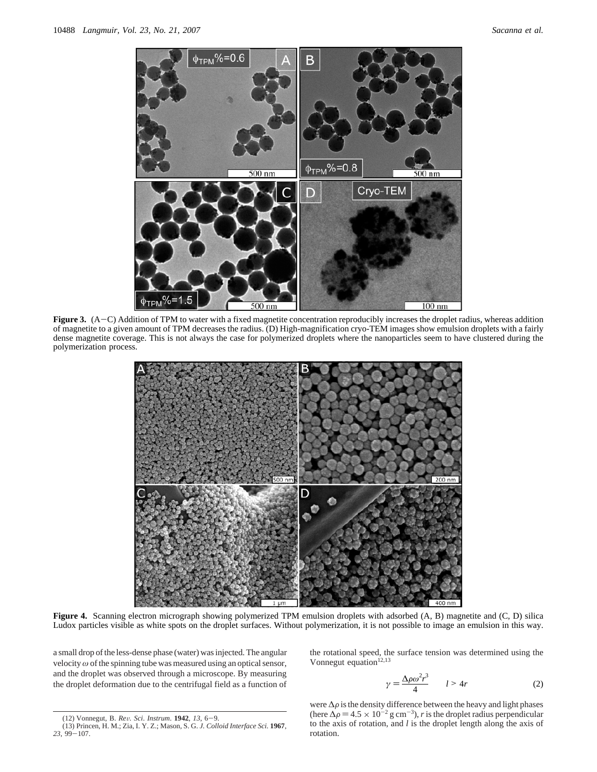**Figure 3.** (A−C) Addition of TPM to water with a fixed magnetite concentration reproducibly increases the droplet radius, whereas addition of magnetite to a given amount of TPM decreases the radius. (D) High-magnification cryo-TEM images show emulsion droplets with a fairly dense magnetite coverage. This is not always the case for polymerized droplets where the nanoparticles seem to have clustered during the polymerization process.

**Figure 4.** Scanning electron micrograph showing polymerized TPM emulsion droplets with adsorbed (A, B) magnetite and (C, D) silica Ludox particles visible as white spots on the droplet surfaces. Without polymerization, it is not possible to image an emulsion in this way.

a small drop of the less-dense phase (water) was injected. The angular velocity $\omega$ of the spinning tube was measured using an optical sensor, and the droplet was observed through a microscope. By measuring the droplet deformation due to the centrifugal field as a function of the rotational speed, the surface tension was determined using the Vonnegut equation[12,13]

$$\gamma = \frac{\Delta\rho\omega^2 r^3}{4} \qquad l > 4r \tag{2}$$

were $\Delta\rho$ is the density difference between the heavy and light phases (here $\Delta\rho = 4.5 \times 10^{-2}$ g cm$^{-3}$), $r$ is the droplet radius perpendicular to the axis of rotation, and $l$ is the droplet length along the axis of rotation.

(12) Vonnegut, B. *Rev. Sci. Instrum.* **1942**, *13*, 6−9.
(13) Princen, H. M.; Zia, I. Y. Z.; Mason, S. G. *J. Colloid Interface Sci.* **1967**, *23*, 99−107.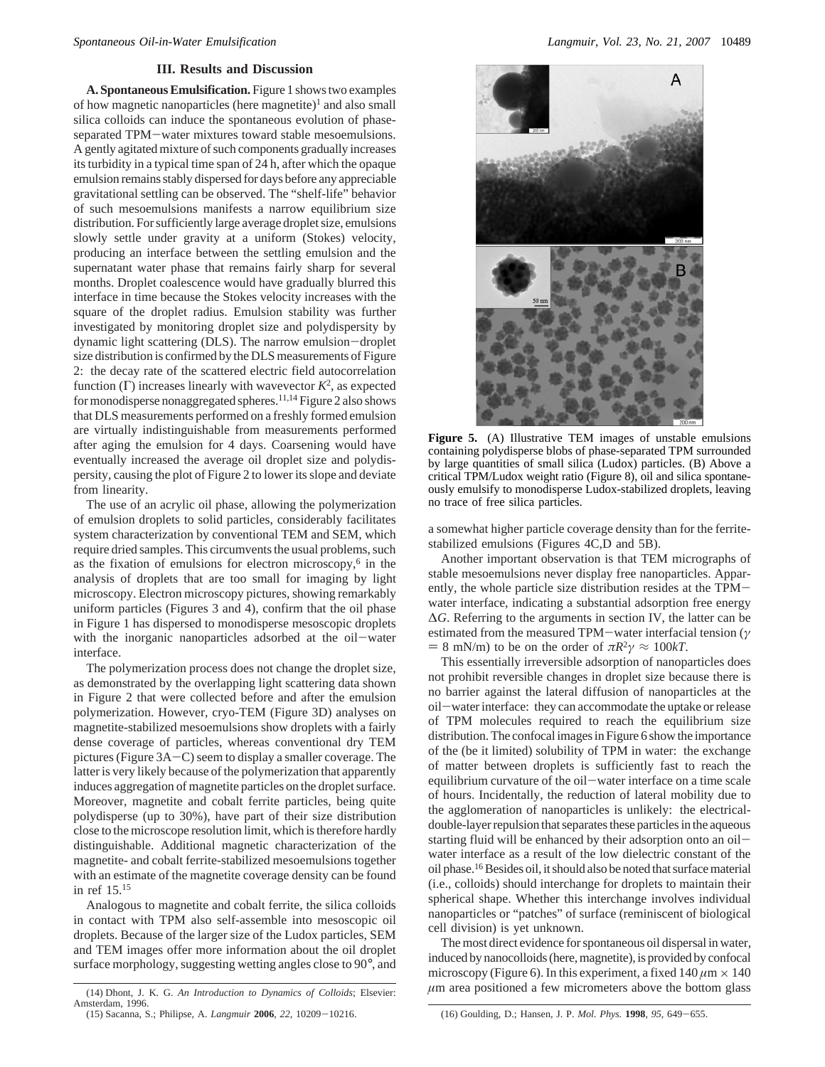## III. Results and Discussion

**A. Spontaneous Emulsification.** Figure 1 shows two examples of how magnetic nanoparticles (here magnetite)[1] and also small silica colloids can induce the spontaneous evolution of phase-separated TPM−water mixtures toward stable mesoemulsions. A gently agitated mixture of such components gradually increases its turbidity in a typical time span of 24 h, after which the opaque emulsion remains stably dispersed for days before any appreciable gravitational settling can be observed. The "shelf-life" behavior of such mesoemulsions manifests a narrow equilibrium size distribution. For sufficiently large average droplet size, emulsions slowly settle under gravity at a uniform (Stokes) velocity, producing an interface between the settling emulsion and the supernatant water phase that remains fairly sharp for several months. Droplet coalescence would have gradually blurred this interface in time because the Stokes velocity increases with the square of the droplet radius. Emulsion stability was further investigated by monitoring droplet size and polydispersity by dynamic light scattering (DLS). The narrow emulsion−droplet size distribution is confirmed by the DLS measurements of Figure 2: the decay rate of the scattered electric field autocorrelation function ($\Gamma$) increases linearly with wavevector $K^2$, as expected for monodisperse nonaggregated spheres.[11,14] Figure 2 also shows that DLS measurements performed on a freshly formed emulsion are virtually indistinguishable from measurements performed after aging the emulsion for 4 days. Coarsening would have eventually increased the average oil droplet size and polydispersity, causing the plot of Figure 2 to lower its slope and deviate from linearity.

The use of an acrylic oil phase, allowing the polymerization of emulsion droplets to solid particles, considerably facilitates system characterization by conventional TEM and SEM, which require dried samples. This circumvents the usual problems, such as the fixation of emulsions for electron microscopy,[6] in the analysis of droplets that are too small for imaging by light microscopy. Electron microscopy pictures, showing remarkably uniform particles (Figures 3 and 4), confirm that the oil phase in Figure 1 has dispersed to monodisperse mesoscopic droplets with the inorganic nanoparticles adsorbed at the oil−water interface.

The polymerization process does not change the droplet size, as demonstrated by the overlapping light scattering data shown in Figure 2 that were collected before and after the emulsion polymerization. However, cryo-TEM (Figure 3D) analyses on magnetite-stabilized mesoemulsions show droplets with a fairly dense coverage of particles, whereas conventional dry TEM pictures (Figure 3A−C) seem to display a smaller coverage. The latter is very likely because of the polymerization that apparently induces aggregation of magnetite particles on the droplet surface. Moreover, magnetite and cobalt ferrite particles, being quite polydisperse (up to 30%), have part of their size distribution close to the microscope resolution limit, which is therefore hardly distinguishable. Additional magnetic characterization of the magnetite- and cobalt ferrite-stabilized mesoemulsions together with an estimate of the magnetite coverage density can be found in ref 15.[15]

Analogous to magnetite and cobalt ferrite, the silica colloids in contact with TPM also self-assemble into mesoscopic oil droplets. Because of the larger size of the Ludox particles, SEM and TEM images offer more information about the oil droplet surface morphology, suggesting wetting angles close to 90°, and a somewhat higher particle coverage density than for the ferrite-stabilized emulsions (Figures 4C,D and 5B).

**Figure 5.** (A) Illustrative TEM images of unstable emulsions containing polydisperse blobs of phase-separated TPM surrounded by large quantities of small silica (Ludox) particles. (B) Above a critical TPM/Ludox weight ratio (Figure 8), oil and silica spontaneously emulsify to monodisperse Ludox-stabilized droplets, leaving no trace of free silica particles.

Another important observation is that TEM micrographs of stable mesoemulsions never display free nanoparticles. Apparently, the whole particle size distribution resides at the TPM−water interface, indicating a substantial adsorption free energy $\Delta G$. Referring to the arguments in section IV, the latter can be estimated from the measured TPM−water interfacial tension ($\gamma$ = 8 mN/m) to be on the order of $\pi R^2\gamma \approx 100kT$.

This essentially irreversible adsorption of nanoparticles does not prohibit reversible changes in droplet size because there is no barrier against the lateral diffusion of nanoparticles at the oil−water interface: they can accommodate the uptake or release of TPM molecules required to reach the equilibrium size distribution. The confocal images in Figure 6 show the importance of the (be it limited) solubility of TPM in water: the exchange of matter between droplets is sufficiently fast to reach the equilibrium curvature of the oil−water interface on a time scale of hours. Incidentally, the reduction of lateral mobility due to the agglomeration of nanoparticles is unlikely: the electrical-double-layer repulsion that separates these particles in the aqueous starting fluid will be enhanced by their adsorption onto an oil−water interface as a result of the low dielectric constant of the oil phase.[16] Besides oil, it should also be noted that surface material (i.e., colloids) should interchange for droplets to maintain their spherical shape. Whether this interchange involves individual nanoparticles or "patches" of surface (reminiscent of biological cell division) is yet unknown.

The most direct evidence for spontaneous oil dispersal in water, induced by nanocolloids (here, magnetite), is provided by confocal microscopy (Figure 6). In this experiment, a fixed 140 $\mu$m × 140 $\mu$m area positioned a few micrometers above the bottom glass

(14) Dhont, J. K. G. *An Introduction to Dynamics of Colloids*; Elsevier: Amsterdam, 1996.
(15) Sacanna, S.; Philipse, A. *Langmuir* **2006**, *22*, 10209−10216.
(16) Goulding, D.; Hansen, J. P. *Mol. Phys.* **1998**, *95*, 649−655.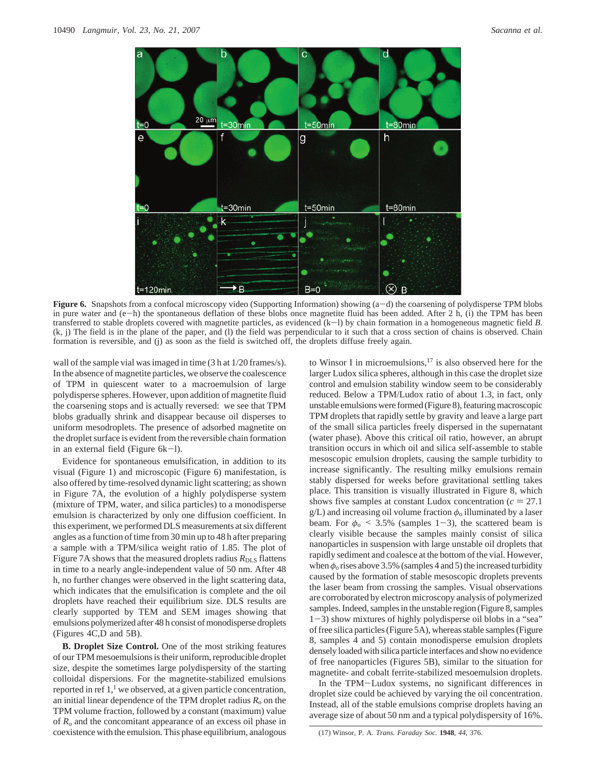**Figure 6.** Snapshots from a confocal microscopy video (Supporting Information) showing (a−d) the coarsening of polydisperse TPM blobs in pure water and (e−h) the spontaneous deflation of these blobs once magnetite fluid has been added. After 2 h, (i) the TPM has been transferred to stable droplets covered with magnetite particles, as evidenced (k−l) by chain formation in a homogeneous magnetic field *B*. (k, j) The field is in the plane of the paper, and (l) the field was perpendicular to it such that a cross section of chains is observed. Chain formation is reversible, and (j) as soon as the field is switched off, the droplets diffuse freely again.

wall of the sample vial was imaged in time (3 h at 1/20 frames/s). In the absence of magnetite particles, we observe the coalescence of TPM in quiescent water to a macroemulsion of large polydisperse spheres. However, upon addition of magnetite fluid the coarsening stops and is actually reversed: we see that TPM blobs gradually shrink and disappear because oil disperses to uniform mesodroplets. The presence of adsorbed magnetite on the droplet surface is evident from the reversible chain formation in an external field (Figure 6k−l).

Evidence for spontaneous emulsification, in addition to its visual (Figure 1) and microscopic (Figure 6) manifestation, is also offered by time-resolved dynamic light scattering; as shown in Figure 7A, the evolution of a highly polydisperse system (mixture of TPM, water, and silica particles) to a monodisperse emulsion is characterized by only one diffusion coefficient. In this experiment, we performed DLS measurements at six different angles as a function of time from 30 min up to 48 h after preparing a sample with a TPM/silica weight ratio of 1.85. The plot of Figure 7A shows that the measured droplets radius $R_{DLS}$ flattens in time to a nearly angle-independent value of 50 nm. After 48 h, no further changes were observed in the light scattering data, which indicates that the emulsification is complete and the oil droplets have reached their equilibrium size. DLS results are clearly supported by TEM and SEM images showing that emulsions polymerized after 48 h consist of monodisperse droplets (Figures 4C,D and 5B).

**B. Droplet Size Control.** One of the most striking features of our TPM mesoemulsions is their uniform, reproducible droplet size, despite the sometimes large polydispersity of the starting colloidal dispersions. For the magnetite-stabilized emulsions reported in ref 1,[1] we observed, at a given particle concentration, an initial linear dependence of the TPM droplet radius $R_o$ on the TPM volume fraction, followed by a constant (maximum) value of $R_o$ and the concomitant appearance of an excess oil phase in coexistence with the emulsion. This phase equilibrium, analogous to Winsor I in microemulsions,[17] is also observed here for the larger Ludox silica spheres, although in this case the droplet size control and emulsion stability window seem to be considerably reduced. Below a TPM/Ludox ratio of about 1.3, in fact, only unstable emulsions were formed (Figure 8), featuring macroscopic TPM droplets that rapidly settle by gravity and leave a large part of the small silica particles freely dispersed in the supernatant (water phase). Above this critical oil ratio, however, an abrupt transition occurs in which oil and silica self-assemble to stable mesoscopic emulsion droplets, causing the sample turbidity to increase significantly. The resulting milky emulsions remain stably dispersed for weeks before gravitational settling takes place. This transition is visually illustrated in Figure 8, which shows five samples at constant Ludox concentration ($c$ = 27.1 g/L) and increasing oil volume fraction $\phi_o$ illuminated by a laser beam. For $\phi_o$ < 3.5% (samples 1−3), the scattered beam is clearly visible because the samples mainly consist of silica nanoparticles in suspension with large unstable oil droplets that rapidly sediment and coalesce at the bottom of the vial. However, when $\phi_o$ rises above 3.5% (samples 4 and 5) the increased turbidity caused by the formation of stable mesoscopic droplets prevents the laser beam from crossing the samples. Visual observations are corroborated by electron microscopy analysis of polymerized samples. Indeed, samples in the unstable region (Figure 8, samples 1−3) show mixtures of highly polydisperse oil blobs in a "sea" of free silica particles (Figure 5A), whereas stable samples (Figure 8, samples 4 and 5) contain monodisperse emulsion droplets densely loaded with silica particle interfaces and show no evidence of free nanoparticles (Figures 5B), similar to the situation for magnetite- and cobalt ferrite-stabilized mesoemulsion droplets.

In the TPM−Ludox systems, no significant differences in droplet size could be achieved by varying the oil concentration. Instead, all of the stable emulsions comprise droplets having an average size of about 50 nm and a typical polydispersity of 16%.

(17) Winsor, P. A. *Trans. Faraday Soc.* **1948**, *44*, 376.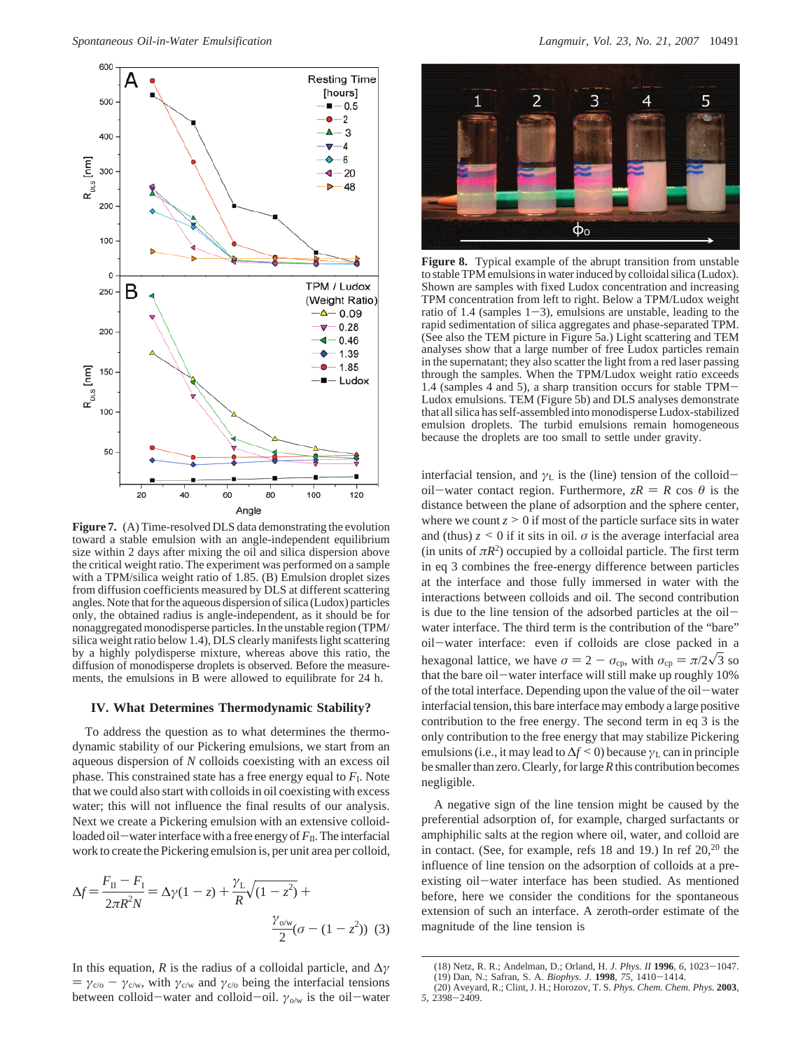**Figure 7.** (A) Time-resolved DLS data demonstrating the evolution toward a stable emulsion with an angle-independent equilibrium size within 2 days after mixing the oil and silica dispersion above the critical weight ratio. The experiment was performed on a sample with a TPM/silica weight ratio of 1.85. (B) Emulsion droplet sizes from diffusion coefficients measured by DLS at different scattering angles. Note that for the aqueous dispersion of silica (Ludox) particles only, the obtained radius is angle-independent, as it should be for nonaggregated monodisperse particles. In the unstable region (TPM/silica weight ratio below 1.4), DLS clearly manifests light scattering by a highly polydisperse mixture, whereas above this ratio, the diffusion of monodisperse droplets is observed. Before the measurements, the emulsions in B were allowed to equilibrate for 24 h.

**Figure 8.** Typical example of the abrupt transition from unstable to stable TPM emulsions in water induced by colloidal silica (Ludox). Shown are samples with fixed Ludox concentration and increasing TPM concentration from left to right. Below a TPM/Ludox weight ratio of 1.4 (samples 1−3), emulsions are unstable, leading to the rapid sedimentation of silica aggregates and phase-separated TPM. (See also the TEM picture in Figure 5a.) Light scattering and TEM analyses show that a large number of free Ludox particles remain in the supernatant; they also scatter the light from a red laser passing through the samples. When the TPM/Ludox weight ratio exceeds 1.4 (samples 4 and 5), a sharp transition occurs for stable TPM−Ludox emulsions. TEM (Figure 5b) and DLS analyses demonstrate that all silica has self-assembled into monodisperse Ludox-stabilized emulsion droplets. The turbid emulsions remain homogeneous because the droplets are too small to settle under gravity.

## IV. What Determines Thermodynamic Stability?

To address the question as to what determines the thermodynamic stability of our Pickering emulsions, we start from an aqueous dispersion of $N$ colloids coexisting with an excess oil phase. This constrained state has a free energy equal to $F_{\mathrm{I}}$. Note that we could also start with colloids in oil coexisting with excess water; this will not influence the final results of our analysis. Next we create a Pickering emulsion with an extensive colloid-loaded oil−water interface with a free energy of $F_{\mathrm{II}}$. The interfacial work to create the Pickering emulsion is, per unit area per colloid,

$$\Delta f = \frac{F_{\mathrm{II}} - F_{\mathrm{I}}}{2\pi R^2 N} = \Delta\gamma(1 - z) + \frac{\gamma_{\mathrm{L}}}{R}\sqrt{(1 - z^2)} + \frac{\gamma_{\mathrm{o/w}}}{2}(\sigma - (1 - z^2)) \quad (3)$$

In this equation, $R$ is the radius of a colloidal particle, and $\Delta\gamma = \gamma_{\mathrm{c/o}} - \gamma_{\mathrm{c/w}}$, with $\gamma_{\mathrm{c/w}}$ and $\gamma_{\mathrm{c/o}}$ being the interfacial tensions between colloid−water and colloid−oil. $\gamma_{\mathrm{o/w}}$ is the oil−water interfacial tension, and $\gamma_{\mathrm{L}}$ is the (line) tension of the colloid−oil−water contact region. Furthermore, $zR = R\cos\theta$ is the distance between the plane of adsorption and the sphere center, where we count $z > 0$ if most of the particle surface sits in water and (thus) $z < 0$ if it sits in oil. $\sigma$ is the average interfacial area (in units of $\pi R^2$) occupied by a colloidal particle. The first term in eq 3 combines the free-energy difference between particles at the interface and those fully immersed in water with the interactions between colloids and oil. The second contribution is due to the line tension of the adsorbed particles at the oil−water interface. The third term is the contribution of the "bare" oil−water interface: even if colloids are close packed in a hexagonal lattice, we have $\sigma = 2 - \sigma_{\mathrm{cp}}$, with $\sigma_{\mathrm{cp}} = \pi/2\sqrt{3}$ so that the bare oil−water interface will still make up roughly 10% of the total interface. Depending upon the value of the oil−water interfacial tension, this bare interface may embody a large positive contribution to the free energy. The second term in eq 3 is the only contribution to the free energy that may stabilize Pickering emulsions (i.e., it may lead to $\Delta f < 0$) because $\gamma_{\mathrm{L}}$ can in principle be smaller than zero. Clearly, for large $R$ this contribution becomes negligible.

A negative sign of the line tension might be caused by the preferential adsorption of, for example, charged surfactants or amphiphilic salts at the region where oil, water, and colloid are in contact. (See, for example, refs 18 and 19.) In ref 20,[20] the influence of line tension on the adsorption of colloids at a preexisting oil−water interface has been studied. As mentioned before, here we consider the conditions for the spontaneous extension of such an interface. A zeroth-order estimate of the magnitude of the line tension is

(18) Netz, R. R.; Andelman, D.; Orland, H. *J. Phys. II* **1996**, *6*, 1023−1047.
(19) Dan, N.; Safran, S. A. *Biophys. J.* **1998**, *75*, 1410−1414.
(20) Aveyard, R.; Clint, J. H.; Horozov, T. S. *Phys. Chem. Chem. Phys.* **2003**, *5*, 2398−2409.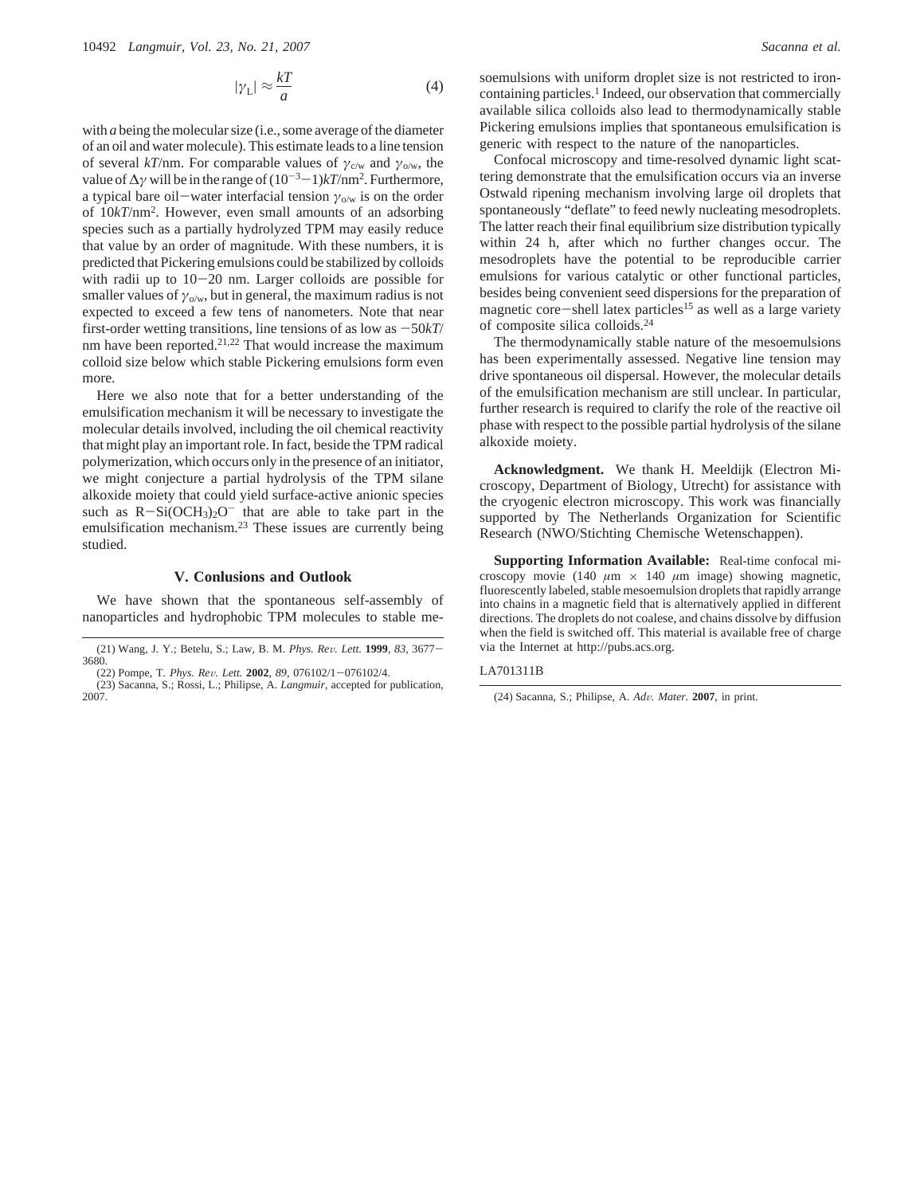$$|\gamma_L| \approx \frac{kT}{a} \tag{4}$$

with $a$ being the molecular size (i.e., some average of the diameter of an oil and water molecule). This estimate leads to a line tension of several $kT$/nm. For comparable values of $\gamma_{c/w}$ and $\gamma_{o/w}$, the value of $\Delta\gamma$ will be in the range of $(10^{-3}-1)kT/\text{nm}^2$. Furthermore, a typical bare oil–water interfacial tension $\gamma_{o/w}$ is on the order of $10kT/\text{nm}^2$. However, even small amounts of an adsorbing species such as a partially hydrolyzed TPM may easily reduce that value by an order of magnitude. With these numbers, it is predicted that Pickering emulsions could be stabilized by colloids with radii up to 10–20 nm. Larger colloids are possible for smaller values of $\gamma_{o/w}$, but in general, the maximum radius is not expected to exceed a few tens of nanometers. Note that near first-order wetting transitions, line tensions of as low as $-50kT$/nm have been reported.[21,22] That would increase the maximum colloid size below which stable Pickering emulsions form even more.

Here we also note that for a better understanding of the emulsification mechanism it will be necessary to investigate the molecular details involved, including the oil chemical reactivity that might play an important role. In fact, beside the TPM radical polymerization, which occurs only in the presence of an initiator, we might conjecture a partial hydrolysis of the TPM silane alkoxide moiety that could yield surface-active anionic species such as $R-Si(OCH_3)_2O^-$ that are able to take part in the emulsification mechanism.[23] These issues are currently being studied.

## V. Conlusions and Outlook

We have shown that the spontaneous self-assembly of nanoparticles and hydrophobic TPM molecules to stable mesoemulsions with uniform droplet size is not restricted to iron-containing particles.[1] Indeed, our observation that commercially available silica colloids also lead to thermodynamically stable Pickering emulsions implies that spontaneous emulsification is generic with respect to the nature of the nanoparticles.

Confocal microscopy and time-resolved dynamic light scattering demonstrate that the emulsification occurs via an inverse Ostwald ripening mechanism involving large oil droplets that spontaneously "deflate" to feed newly nucleating mesodroplets. The latter reach their final equilibrium size distribution typically within 24 h, after which no further changes occur. The mesodroplets have the potential to be reproducible carrier emulsions for various catalytic or other functional particles, besides being convenient seed dispersions for the preparation of magnetic core–shell latex particles[15] as well as a large variety of composite silica colloids.[24]

The thermodynamically stable nature of the mesoemulsions has been experimentally assessed. Negative line tension may drive spontaneous oil dispersal. However, the molecular details of the emulsification mechanism are still unclear. In particular, further research is required to clarify the role of the reactive oil phase with respect to the possible partial hydrolysis of the silane alkoxide moiety.

**Acknowledgment.** We thank H. Meeldijk (Electron Microscopy, Department of Biology, Utrecht) for assistance with the cryogenic electron microscopy. This work was financially supported by The Netherlands Organization for Scientific Research (NWO/Stichting Chemische Wetenschappen).

**Supporting Information Available:** Real-time confocal microscopy movie (140 $\mu$m × 140 $\mu$m image) showing magnetic, fluorescently labeled, stable mesoemulsion droplets that rapidly arrange into chains in a magnetic field that is alternatively applied in different directions. The droplets do not coalese, and chains dissolve by diffusion when the field is switched off. This material is available free of charge via the Internet at http://pubs.acs.org.

LA701311B

(21) Wang, J. Y.; Betelu, S.; Law, B. M. *Phys. Rev. Lett.* **1999**, *83*, 3677–3680.

(22) Pompe, T. *Phys. Rev. Lett.* **2002**, *89*, 076102/1–076102/4.

(23) Sacanna, S.; Rossi, L.; Philipse, A. *Langmuir*, accepted for publication, 2007.

(24) Sacanna, S.; Philipse, A. *Adv. Mater.* **2007**, in print.